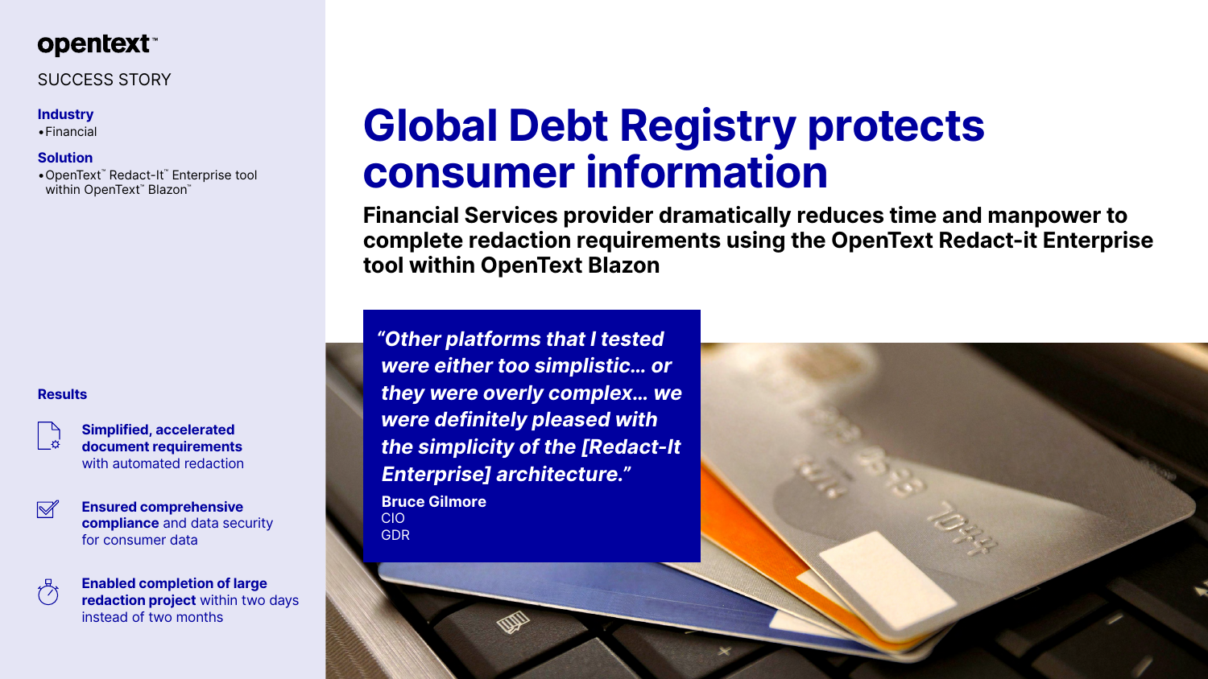opentext™

SUCCESS STORY

**Industry**

- Financial

**Solution**

- OpenText™ Redact-It™ Enterprise tool within OpenText™ Blazon™

# Global Debt Registry protects consumer information

## Financial Services provider dramatically reduces time and manpower to complete redaction requirements using the OpenText Redact-it Enterprise tool within OpenText Blazon

> ***"Other platforms that I tested were either too simplistic… or they were overly complex… we were definitely pleased with the simplicity of the [Redact-It Enterprise] architecture."***
>
> **Bruce Gilmore**
> CIO
> GDR

**Results**

- **Simplified, accelerated document requirements** with automated redaction
- **Ensured comprehensive compliance** and data security for consumer data
- **Enabled completion of large redaction project** within two days instead of two months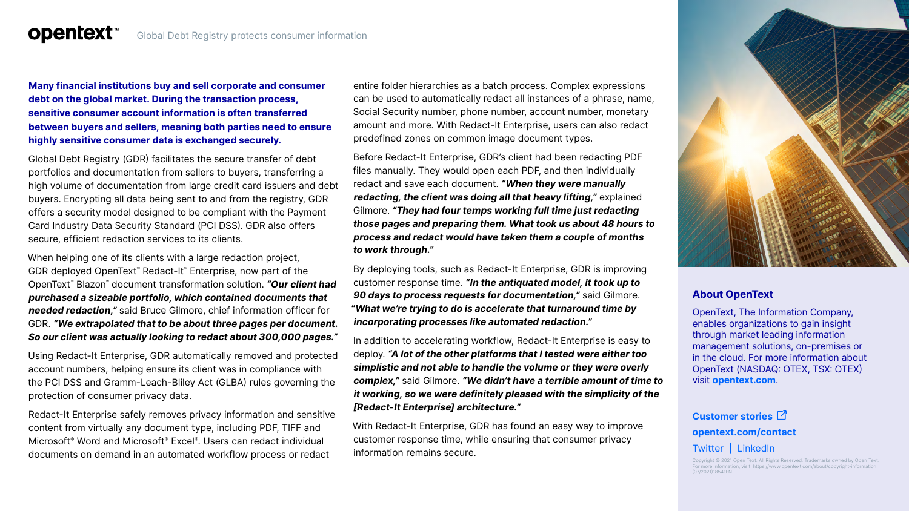**Many financial institutions buy and sell corporate and consumer debt on the global market. During the transaction process, sensitive consumer account information is often transferred between buyers and sellers, meaning both parties need to ensure highly sensitive consumer data is exchanged securely.**

Global Debt Registry (GDR) facilitates the secure transfer of debt portfolios and documentation from sellers to buyers, transferring a high volume of documentation from large credit card issuers and debt buyers. Encrypting all data being sent to and from the registry, GDR offers a security model designed to be compliant with the Payment Card Industry Data Security Standard (PCI DSS). GDR also offers secure, efficient redaction services to its clients.

When helping one of its clients with a large redaction project, GDR deployed OpenText™ Redact-It™ Enterprise, now part of the OpenText™ Blazon™ document transformation solution. ***"Our client had purchased a sizeable portfolio, which contained documents that needed redaction,"*** said Bruce Gilmore, chief information officer for GDR. ***"We extrapolated that to be about three pages per document. So our client was actually looking to redact about 300,000 pages."***

Using Redact-It Enterprise, GDR automatically removed and protected account numbers, helping ensure its client was in compliance with the PCI DSS and Gramm-Leach-Bliley Act (GLBA) rules governing the protection of consumer privacy data.

Redact-It Enterprise safely removes privacy information and sensitive content from virtually any document type, including PDF, TIFF and Microsoft® Word and Microsoft® Excel®. Users can redact individual documents on demand in an automated workflow process or redact entire folder hierarchies as a batch process. Complex expressions can be used to automatically redact all instances of a phrase, name, Social Security number, phone number, account number, monetary amount and more. With Redact-It Enterprise, users can also redact predefined zones on common image document types.

Before Redact-It Enterprise, GDR's client had been redacting PDF files manually. They would open each PDF, and then individually redact and save each document. ***"When they were manually redacting, the client was doing all that heavy lifting,"*** explained Gilmore. ***"They had four temps working full time just redacting those pages and preparing them. What took us about 48 hours to process and redact would have taken them a couple of months to work through."***

By deploying tools, such as Redact-It Enterprise, GDR is improving customer response time. ***"In the antiquated model, it took up to 90 days to process requests for documentation,"*** said Gilmore. ***"What we're trying to do is accelerate that turnaround time by incorporating processes like automated redaction."***

In addition to accelerating workflow, Redact-It Enterprise is easy to deploy. ***"A lot of the other platforms that I tested were either too simplistic and not able to handle the volume or they were overly complex,"*** said Gilmore. ***"We didn't have a terrible amount of time to it working, so we were definitely pleased with the simplicity of the [Redact-It Enterprise] architecture."***

With Redact-It Enterprise, GDR has found an easy way to improve customer response time, while ensuring that consumer privacy information remains secure.

## About OpenText

OpenText, The Information Company, enables organizations to gain insight through market leading information management solutions, on-premises or in the cloud. For more information about OpenText (NASDAQ: OTEX, TSX: OTEX) visit **opentext.com**.

**Customer stories**

**opentext.com/contact**

Twitter | LinkedIn

Copyright © 2021 Open Text. All Rights Reserved. Trademarks owned by Open Text. For more information, visit: https://www.opentext.com/about/copyright-information (07/2021)18541EN